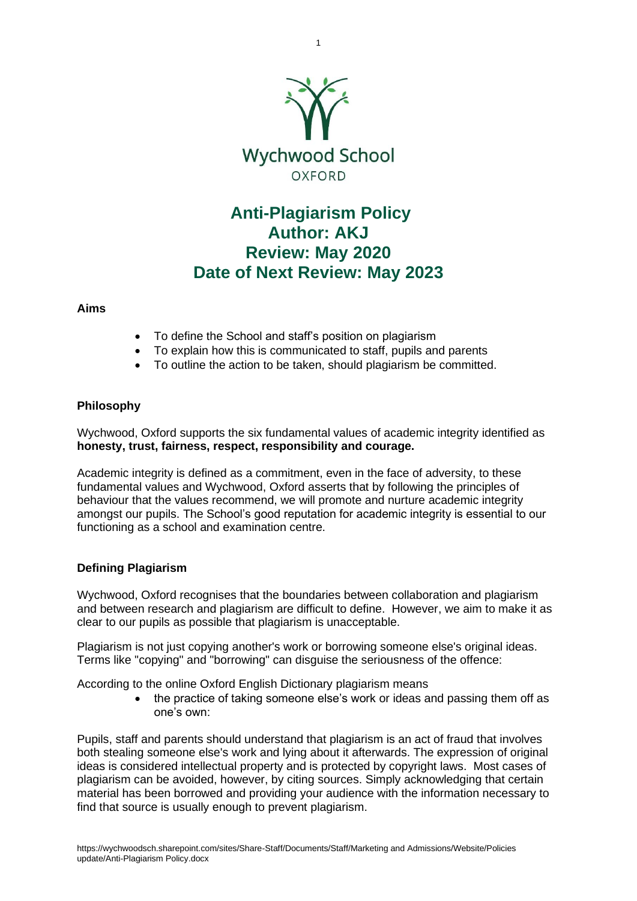Wychwood School
OXFORD

# Anti-Plagiarism Policy
# Author: AKJ
# Review: May 2020
# Date of Next Review: May 2023

**Aims**

- To define the School and staff's position on plagiarism
- To explain how this is communicated to staff, pupils and parents
- To outline the action to be taken, should plagiarism be committed.

**Philosophy**

Wychwood, Oxford supports the six fundamental values of academic integrity identified as **honesty, trust, fairness, respect, responsibility and courage.**

Academic integrity is defined as a commitment, even in the face of adversity, to these fundamental values and Wychwood, Oxford asserts that by following the principles of behaviour that the values recommend, we will promote and nurture academic integrity amongst our pupils. The School's good reputation for academic integrity is essential to our functioning as a school and examination centre.

**Defining Plagiarism**

Wychwood, Oxford recognises that the boundaries between collaboration and plagiarism and between research and plagiarism are difficult to define. However, we aim to make it as clear to our pupils as possible that plagiarism is unacceptable.

Plagiarism is not just copying another's work or borrowing someone else's original ideas. Terms like "copying" and "borrowing" can disguise the seriousness of the offence:

According to the online Oxford English Dictionary plagiarism means

- the practice of taking someone else's work or ideas and passing them off as one's own:

Pupils, staff and parents should understand that plagiarism is an act of fraud that involves both stealing someone else's work and lying about it afterwards. The expression of original ideas is considered intellectual property and is protected by copyright laws. Most cases of plagiarism can be avoided, however, by citing sources. Simply acknowledging that certain material has been borrowed and providing your audience with the information necessary to find that source is usually enough to prevent plagiarism.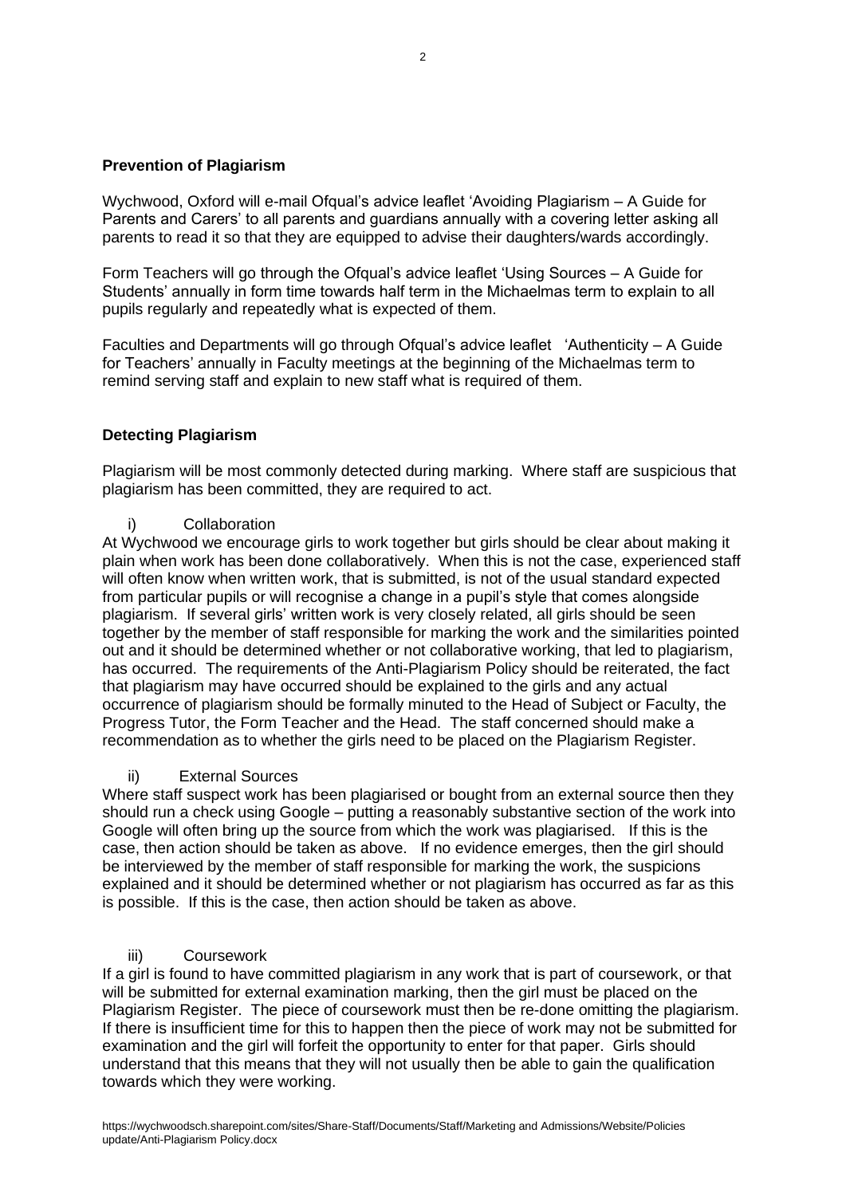**Prevention of Plagiarism**

Wychwood, Oxford will e-mail Ofqual's advice leaflet 'Avoiding Plagiarism – A Guide for Parents and Carers' to all parents and guardians annually with a covering letter asking all parents to read it so that they are equipped to advise their daughters/wards accordingly.

Form Teachers will go through the Ofqual's advice leaflet 'Using Sources – A Guide for Students' annually in form time towards half term in the Michaelmas term to explain to all pupils regularly and repeatedly what is expected of them.

Faculties and Departments will go through Ofqual's advice leaflet 'Authenticity – A Guide for Teachers' annually in Faculty meetings at the beginning of the Michaelmas term to remind serving staff and explain to new staff what is required of them.

**Detecting Plagiarism**

Plagiarism will be most commonly detected during marking. Where staff are suspicious that plagiarism has been committed, they are required to act.

i) Collaboration

At Wychwood we encourage girls to work together but girls should be clear about making it plain when work has been done collaboratively. When this is not the case, experienced staff will often know when written work, that is submitted, is not of the usual standard expected from particular pupils or will recognise a change in a pupil's style that comes alongside plagiarism. If several girls' written work is very closely related, all girls should be seen together by the member of staff responsible for marking the work and the similarities pointed out and it should be determined whether or not collaborative working, that led to plagiarism, has occurred. The requirements of the Anti-Plagiarism Policy should be reiterated, the fact that plagiarism may have occurred should be explained to the girls and any actual occurrence of plagiarism should be formally minuted to the Head of Subject or Faculty, the Progress Tutor, the Form Teacher and the Head. The staff concerned should make a recommendation as to whether the girls need to be placed on the Plagiarism Register.

ii) External Sources

Where staff suspect work has been plagiarised or bought from an external source then they should run a check using Google – putting a reasonably substantive section of the work into Google will often bring up the source from which the work was plagiarised. If this is the case, then action should be taken as above. If no evidence emerges, then the girl should be interviewed by the member of staff responsible for marking the work, the suspicions explained and it should be determined whether or not plagiarism has occurred as far as this is possible. If this is the case, then action should be taken as above.

iii) Coursework

If a girl is found to have committed plagiarism in any work that is part of coursework, or that will be submitted for external examination marking, then the girl must be placed on the Plagiarism Register. The piece of coursework must then be re-done omitting the plagiarism. If there is insufficient time for this to happen then the piece of work may not be submitted for examination and the girl will forfeit the opportunity to enter for that paper. Girls should understand that this means that they will not usually then be able to gain the qualification towards which they were working.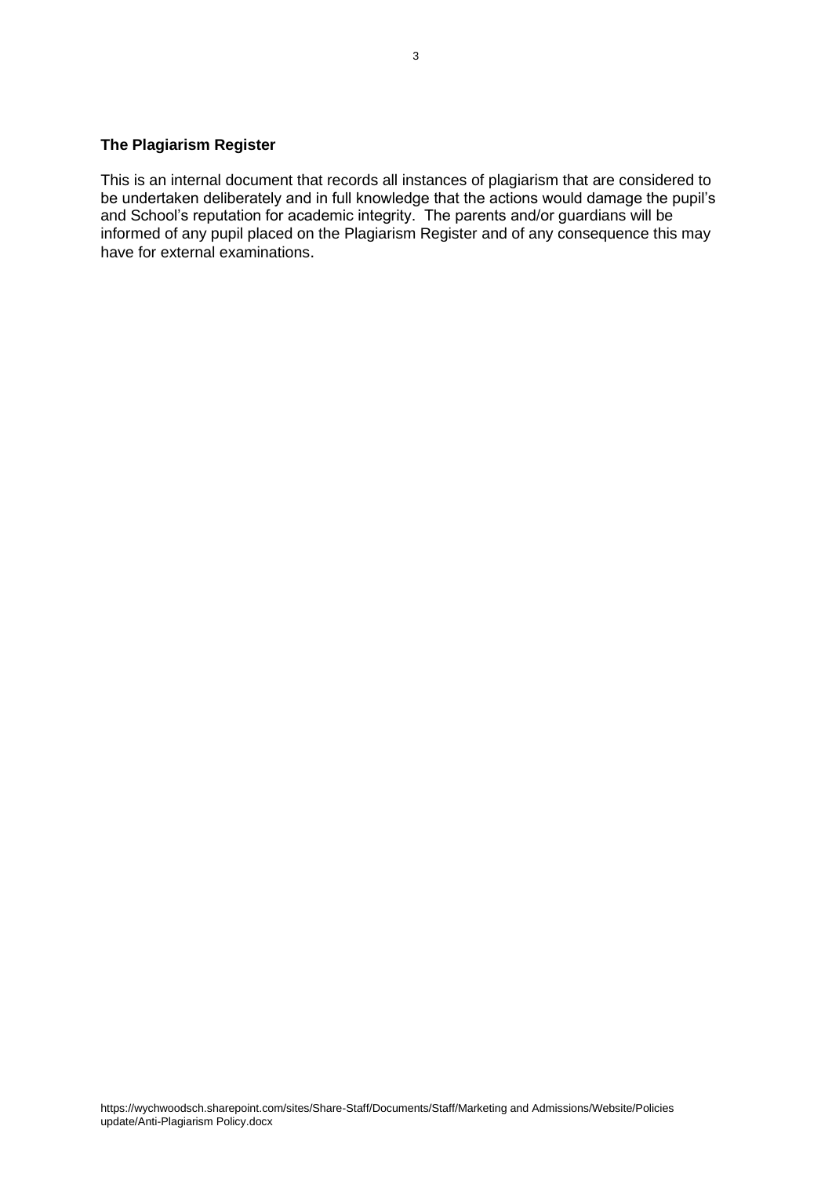## The Plagiarism Register

This is an internal document that records all instances of plagiarism that are considered to be undertaken deliberately and in full knowledge that the actions would damage the pupil's and School's reputation for academic integrity. The parents and/or guardians will be informed of any pupil placed on the Plagiarism Register and of any consequence this may have for external examinations.